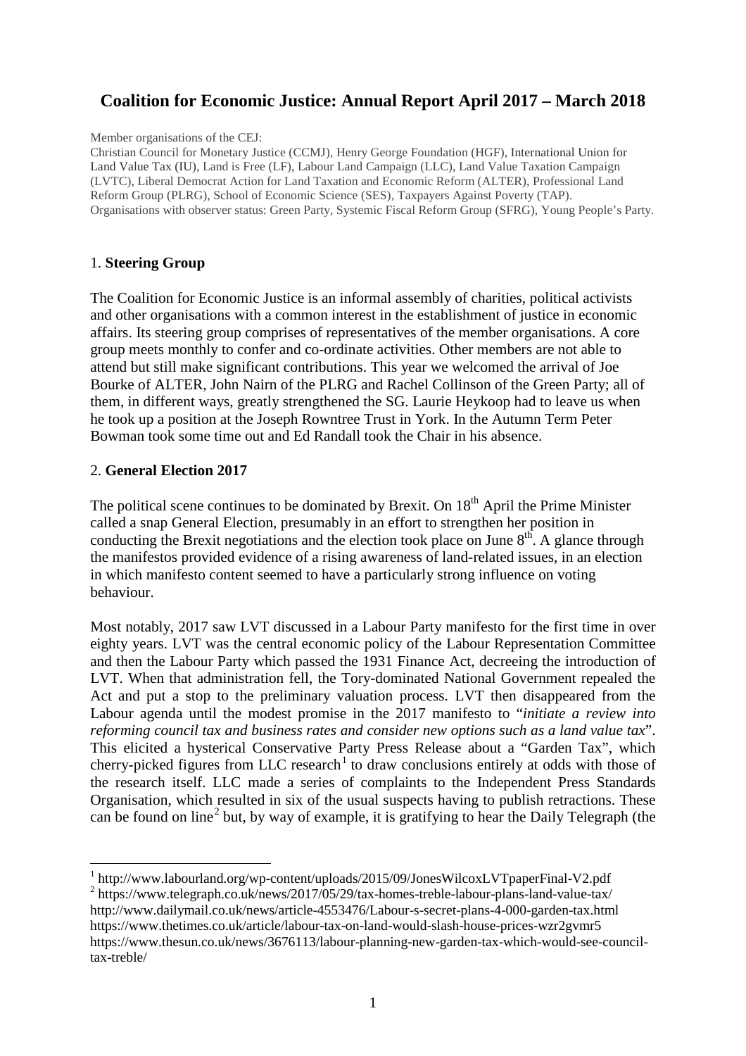# Coalition for Economic Justice: Annual Report April 2017 – March 2018

Member organisations of the CEJ:
Christian Council for Monetary Justice (CCMJ), Henry George Foundation (HGF), International Union for Land Value Tax (IU), Land is Free (LF), Labour Land Campaign (LLC), Land Value Taxation Campaign (LVTC), Liberal Democrat Action for Land Taxation and Economic Reform (ALTER), Professional Land Reform Group (PLRG), School of Economic Science (SES), Taxpayers Against Poverty (TAP).
Organisations with observer status: Green Party, Systemic Fiscal Reform Group (SFRG), Young People's Party.

## 1. **Steering Group**

The Coalition for Economic Justice is an informal assembly of charities, political activists and other organisations with a common interest in the establishment of justice in economic affairs. Its steering group comprises of representatives of the member organisations. A core group meets monthly to confer and co-ordinate activities. Other members are not able to attend but still make significant contributions. This year we welcomed the arrival of Joe Bourke of ALTER, John Nairn of the PLRG and Rachel Collinson of the Green Party; all of them, in different ways, greatly strengthened the SG. Laurie Heykoop had to leave us when he took up a position at the Joseph Rowntree Trust in York. In the Autumn Term Peter Bowman took some time out and Ed Randall took the Chair in his absence.

## 2. **General Election 2017**

The political scene continues to be dominated by Brexit. On 18th April the Prime Minister called a snap General Election, presumably in an effort to strengthen her position in conducting the Brexit negotiations and the election took place on June 8th. A glance through the manifestos provided evidence of a rising awareness of land-related issues, in an election in which manifesto content seemed to have a particularly strong influence on voting behaviour.

Most notably, 2017 saw LVT discussed in a Labour Party manifesto for the first time in over eighty years. LVT was the central economic policy of the Labour Representation Committee and then the Labour Party which passed the 1931 Finance Act, decreeing the introduction of LVT. When that administration fell, the Tory-dominated National Government repealed the Act and put a stop to the preliminary valuation process. LVT then disappeared from the Labour agenda until the modest promise in the 2017 manifesto to "*initiate a review into reforming council tax and business rates and consider new options such as a land value tax*". This elicited a hysterical Conservative Party Press Release about a "Garden Tax", which cherry-picked figures from LLC research[1] to draw conclusions entirely at odds with those of the research itself. LLC made a series of complaints to the Independent Press Standards Organisation, which resulted in six of the usual suspects having to publish retractions. These can be found on line[2] but, by way of example, it is gratifying to hear the Daily Telegraph (the

---

[1] http://www.labourland.org/wp-content/uploads/2015/09/JonesWilcoxLVTpaperFinal-V2.pdf

[2] https://www.telegraph.co.uk/news/2017/05/29/tax-homes-treble-labour-plans-land-value-tax/
http://www.dailymail.co.uk/news/article-4553476/Labour-s-secret-plans-4-000-garden-tax.html
https://www.thetimes.co.uk/article/labour-tax-on-land-would-slash-house-prices-wzr2gvmr5
https://www.thesun.co.uk/news/3676113/labour-planning-new-garden-tax-which-would-see-council-tax-treble/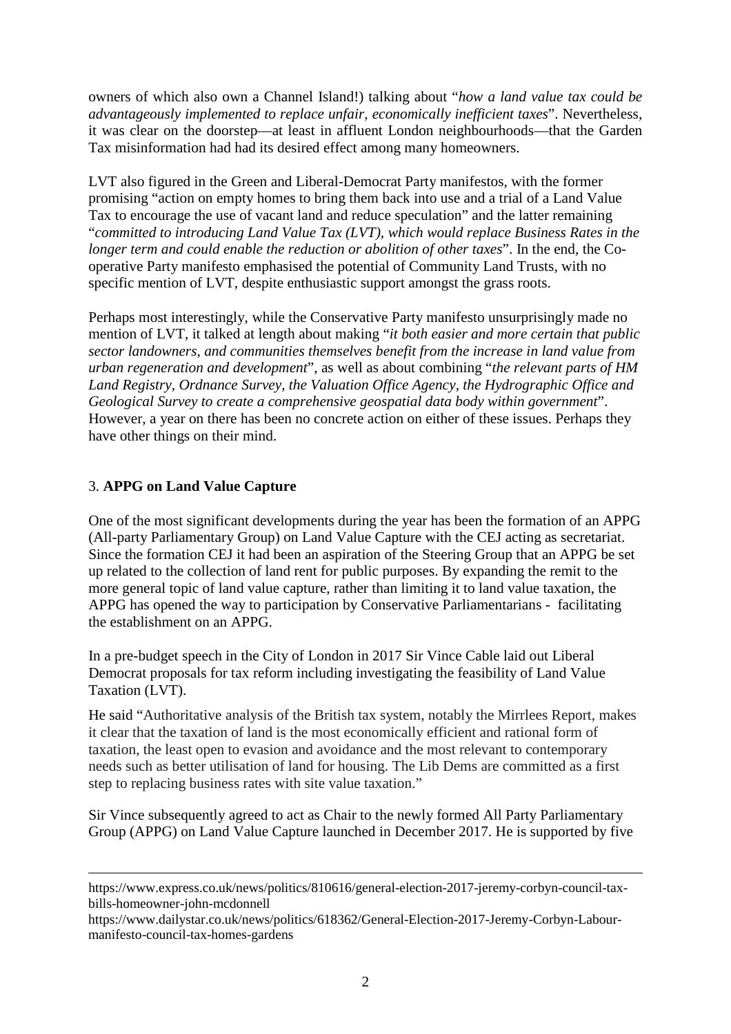owners of which also own a Channel Island!) talking about "*how a land value tax could be advantageously implemented to replace unfair, economically inefficient taxes*". Nevertheless, it was clear on the doorstep—at least in affluent London neighbourhoods—that the Garden Tax misinformation had had its desired effect among many homeowners.

LVT also figured in the Green and Liberal-Democrat Party manifestos, with the former promising "action on empty homes to bring them back into use and a trial of a Land Value Tax to encourage the use of vacant land and reduce speculation" and the latter remaining "*committed to introducing Land Value Tax (LVT), which would replace Business Rates in the longer term and could enable the reduction or abolition of other taxes*". In the end, the Co-operative Party manifesto emphasised the potential of Community Land Trusts, with no specific mention of LVT, despite enthusiastic support amongst the grass roots.

Perhaps most interestingly, while the Conservative Party manifesto unsurprisingly made no mention of LVT, it talked at length about making "*it both easier and more certain that public sector landowners, and communities themselves benefit from the increase in land value from urban regeneration and development*", as well as about combining "*the relevant parts of HM Land Registry, Ordnance Survey, the Valuation Office Agency, the Hydrographic Office and Geological Survey to create a comprehensive geospatial data body within government*". However, a year on there has been no concrete action on either of these issues. Perhaps they have other things on their mind.

## 3. **APPG on Land Value Capture**

One of the most significant developments during the year has been the formation of an APPG (All-party Parliamentary Group) on Land Value Capture with the CEJ acting as secretariat. Since the formation CEJ it had been an aspiration of the Steering Group that an APPG be set up related to the collection of land rent for public purposes. By expanding the remit to the more general topic of land value capture, rather than limiting it to land value taxation, the APPG has opened the way to participation by Conservative Parliamentarians - facilitating the establishment on an APPG.

In a pre-budget speech in the City of London in 2017 Sir Vince Cable laid out Liberal Democrat proposals for tax reform including investigating the feasibility of Land Value Taxation (LVT).

He said "Authoritative analysis of the British tax system, notably the Mirrlees Report, makes it clear that the taxation of land is the most economically efficient and rational form of taxation, the least open to evasion and avoidance and the most relevant to contemporary needs such as better utilisation of land for housing. The Lib Dems are committed as a first step to replacing business rates with site value taxation."

Sir Vince subsequently agreed to act as Chair to the newly formed All Party Parliamentary Group (APPG) on Land Value Capture launched in December 2017. He is supported by five

---

https://www.express.co.uk/news/politics/810616/general-election-2017-jeremy-corbyn-council-tax-bills-homeowner-john-mcdonnell

https://www.dailystar.co.uk/news/politics/618362/General-Election-2017-Jeremy-Corbyn-Labour-manifesto-council-tax-homes-gardens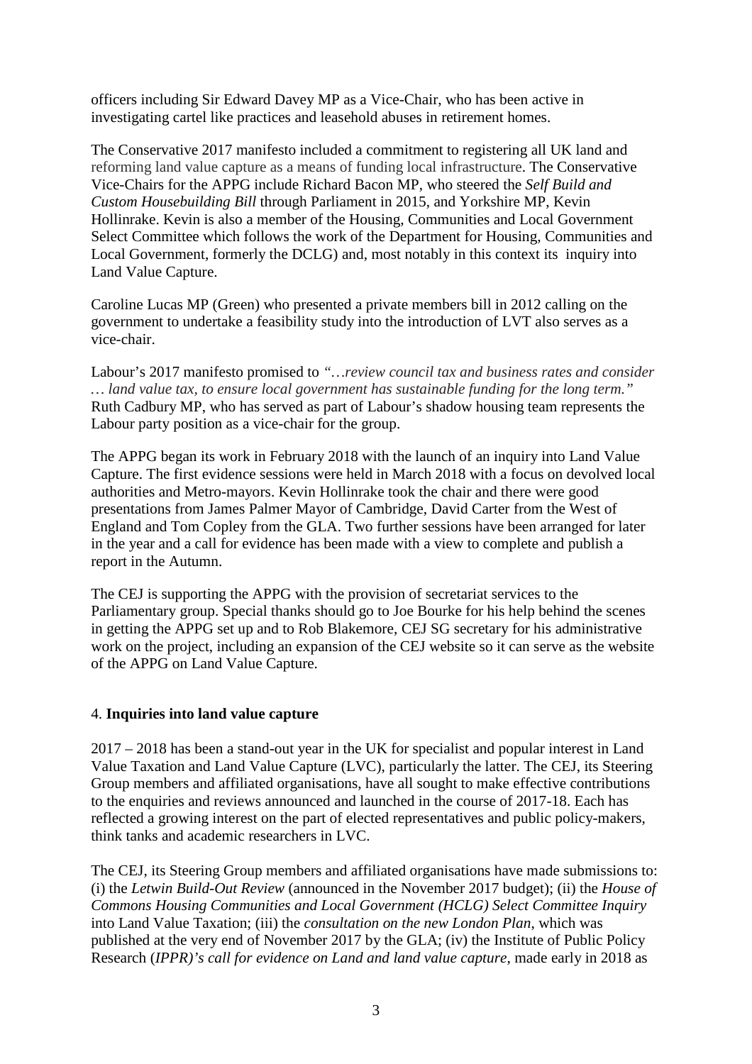officers including Sir Edward Davey MP as a Vice-Chair, who has been active in investigating cartel like practices and leasehold abuses in retirement homes.

The Conservative 2017 manifesto included a commitment to registering all UK land and reforming land value capture as a means of funding local infrastructure. The Conservative Vice-Chairs for the APPG include Richard Bacon MP, who steered the *Self Build and Custom Housebuilding Bill* through Parliament in 2015, and Yorkshire MP, Kevin Hollinrake. Kevin is also a member of the Housing, Communities and Local Government Select Committee which follows the work of the Department for Housing, Communities and Local Government, formerly the DCLG) and, most notably in this context its inquiry into Land Value Capture.

Caroline Lucas MP (Green) who presented a private members bill in 2012 calling on the government to undertake a feasibility study into the introduction of LVT also serves as a vice-chair.

Labour's 2017 manifesto promised to *"…review council tax and business rates and consider … land value tax, to ensure local government has sustainable funding for the long term."* Ruth Cadbury MP, who has served as part of Labour's shadow housing team represents the Labour party position as a vice-chair for the group.

The APPG began its work in February 2018 with the launch of an inquiry into Land Value Capture. The first evidence sessions were held in March 2018 with a focus on devolved local authorities and Metro-mayors. Kevin Hollinrake took the chair and there were good presentations from James Palmer Mayor of Cambridge, David Carter from the West of England and Tom Copley from the GLA. Two further sessions have been arranged for later in the year and a call for evidence has been made with a view to complete and publish a report in the Autumn.

The CEJ is supporting the APPG with the provision of secretariat services to the Parliamentary group. Special thanks should go to Joe Bourke for his help behind the scenes in getting the APPG set up and to Rob Blakemore, CEJ SG secretary for his administrative work on the project, including an expansion of the CEJ website so it can serve as the website of the APPG on Land Value Capture.

## 4. **Inquiries into land value capture**

2017 – 2018 has been a stand-out year in the UK for specialist and popular interest in Land Value Taxation and Land Value Capture (LVC), particularly the latter. The CEJ, its Steering Group members and affiliated organisations, have all sought to make effective contributions to the enquiries and reviews announced and launched in the course of 2017-18. Each has reflected a growing interest on the part of elected representatives and public policy-makers, think tanks and academic researchers in LVC.

The CEJ, its Steering Group members and affiliated organisations have made submissions to: (i) the *Letwin Build-Out Review* (announced in the November 2017 budget); (ii) the *House of Commons Housing Communities and Local Government (HCLG) Select Committee Inquiry* into Land Value Taxation; (iii) the *consultation on the new London Plan*, which was published at the very end of November 2017 by the GLA; (iv) the Institute of Public Policy Research (*IPPR)'s call for evidence on Land and land value capture*, made early in 2018 as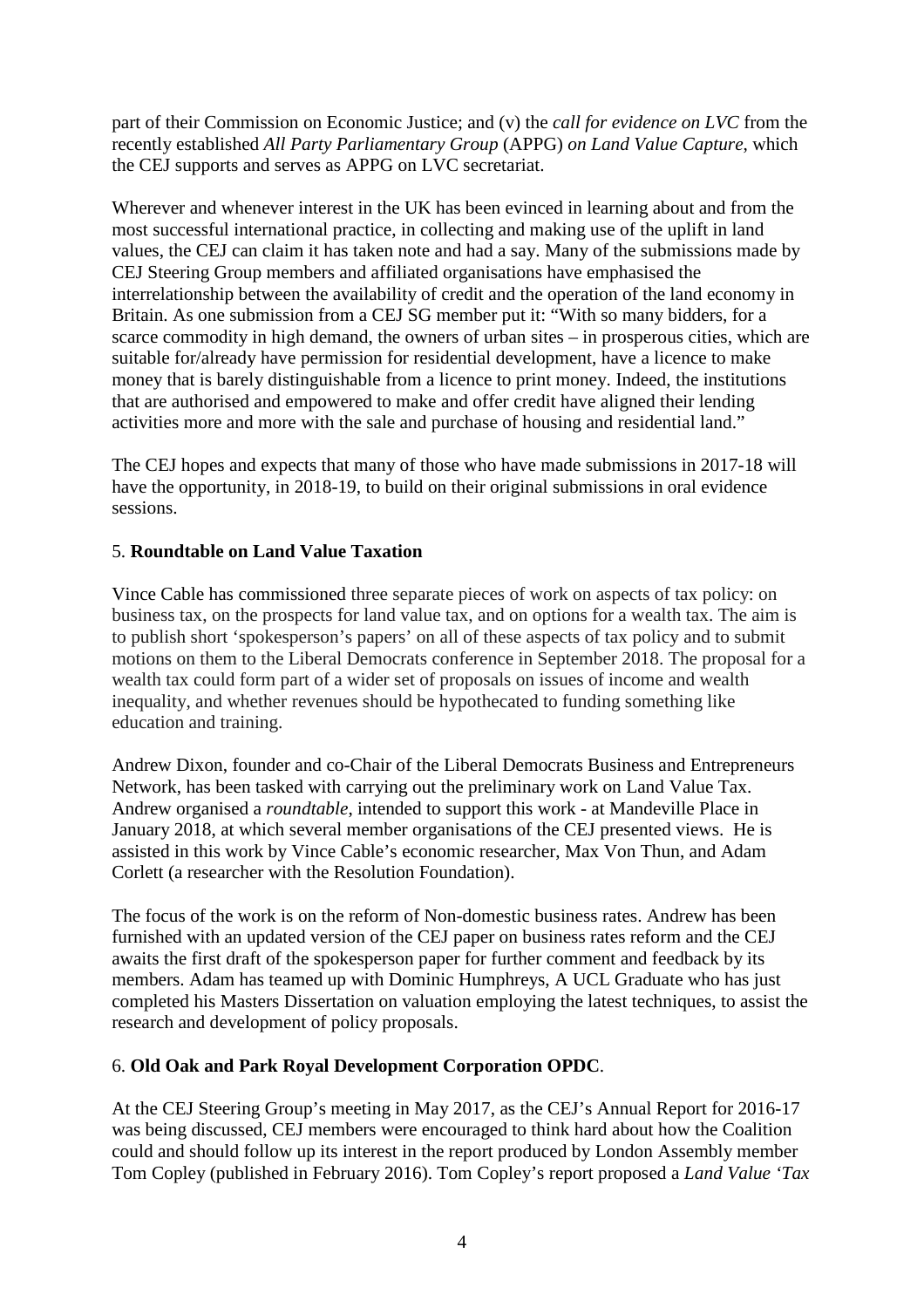part of their Commission on Economic Justice; and (v) the *call for evidence on LVC* from the recently established *All Party Parliamentary Group* (APPG) *on Land Value Capture*, which the CEJ supports and serves as APPG on LVC secretariat.

Wherever and whenever interest in the UK has been evinced in learning about and from the most successful international practice, in collecting and making use of the uplift in land values, the CEJ can claim it has taken note and had a say. Many of the submissions made by CEJ Steering Group members and affiliated organisations have emphasised the interrelationship between the availability of credit and the operation of the land economy in Britain. As one submission from a CEJ SG member put it: "With so many bidders, for a scarce commodity in high demand, the owners of urban sites – in prosperous cities, which are suitable for/already have permission for residential development, have a licence to make money that is barely distinguishable from a licence to print money. Indeed, the institutions that are authorised and empowered to make and offer credit have aligned their lending activities more and more with the sale and purchase of housing and residential land."

The CEJ hopes and expects that many of those who have made submissions in 2017-18 will have the opportunity, in 2018-19, to build on their original submissions in oral evidence sessions.

## 5. **Roundtable on Land Value Taxation**

Vince Cable has commissioned three separate pieces of work on aspects of tax policy: on business tax, on the prospects for land value tax, and on options for a wealth tax. The aim is to publish short 'spokesperson's papers' on all of these aspects of tax policy and to submit motions on them to the Liberal Democrats conference in September 2018. The proposal for a wealth tax could form part of a wider set of proposals on issues of income and wealth inequality, and whether revenues should be hypothecated to funding something like education and training.

Andrew Dixon, founder and co-Chair of the Liberal Democrats Business and Entrepreneurs Network, has been tasked with carrying out the preliminary work on Land Value Tax. Andrew organised a *roundtable*, intended to support this work - at Mandeville Place in January 2018, at which several member organisations of the CEJ presented views. He is assisted in this work by Vince Cable's economic researcher, Max Von Thun, and Adam Corlett (a researcher with the Resolution Foundation).

The focus of the work is on the reform of Non-domestic business rates. Andrew has been furnished with an updated version of the CEJ paper on business rates reform and the CEJ awaits the first draft of the spokesperson paper for further comment and feedback by its members. Adam has teamed up with Dominic Humphreys, A UCL Graduate who has just completed his Masters Dissertation on valuation employing the latest techniques, to assist the research and development of policy proposals.

## 6. **Old Oak and Park Royal Development Corporation OPDC**.

At the CEJ Steering Group's meeting in May 2017, as the CEJ's Annual Report for 2016-17 was being discussed, CEJ members were encouraged to think hard about how the Coalition could and should follow up its interest in the report produced by London Assembly member Tom Copley (published in February 2016). Tom Copley's report proposed a *Land Value 'Tax*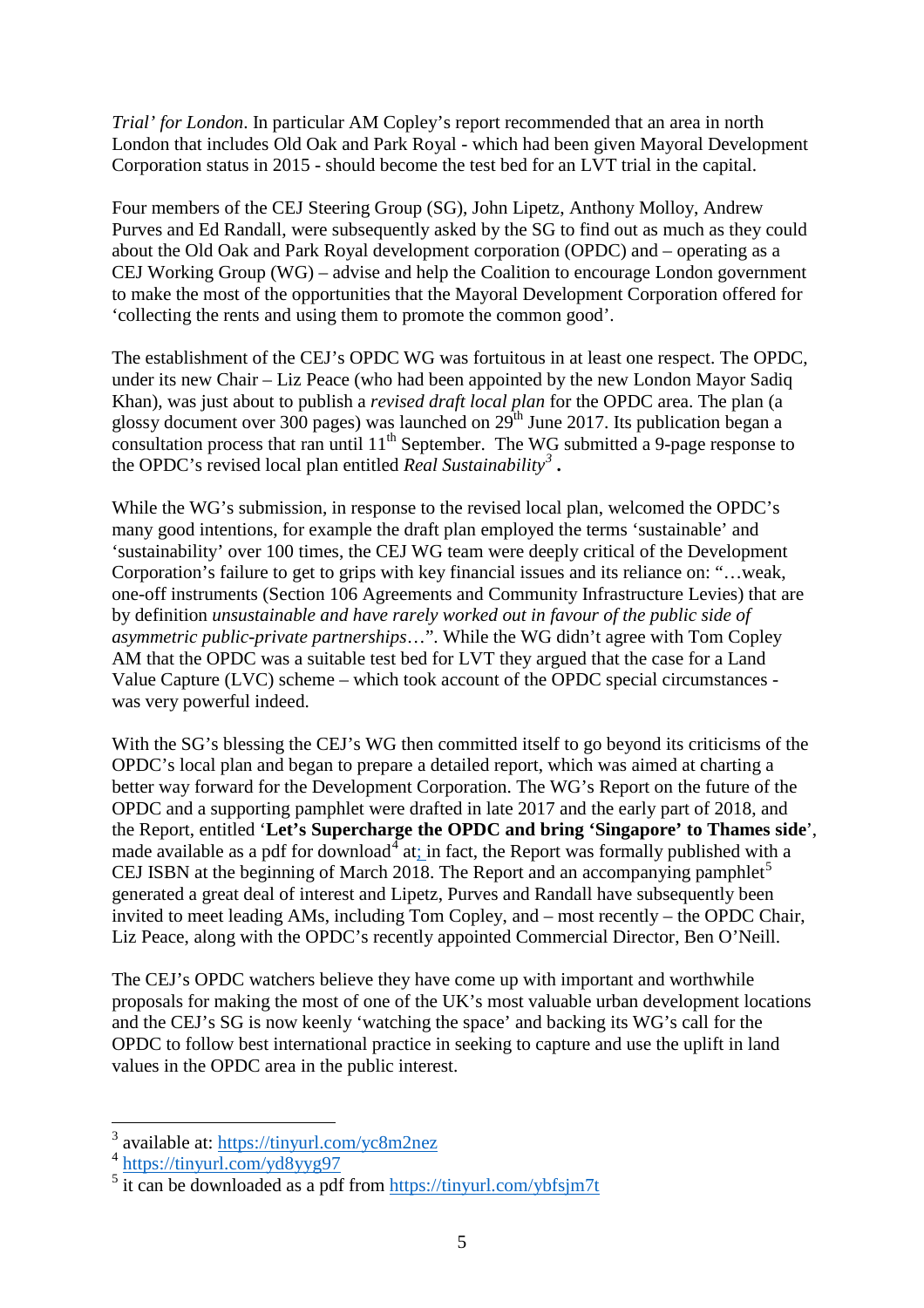*Trial' for London*. In particular AM Copley's report recommended that an area in north London that includes Old Oak and Park Royal - which had been given Mayoral Development Corporation status in 2015 - should become the test bed for an LVT trial in the capital.

Four members of the CEJ Steering Group (SG), John Lipetz, Anthony Molloy, Andrew Purves and Ed Randall, were subsequently asked by the SG to find out as much as they could about the Old Oak and Park Royal development corporation (OPDC) and – operating as a CEJ Working Group (WG) – advise and help the Coalition to encourage London government to make the most of the opportunities that the Mayoral Development Corporation offered for 'collecting the rents and using them to promote the common good'.

The establishment of the CEJ's OPDC WG was fortuitous in at least one respect. The OPDC, under its new Chair – Liz Peace (who had been appointed by the new London Mayor Sadiq Khan), was just about to publish a *revised draft local plan* for the OPDC area. The plan (a glossy document over 300 pages) was launched on 29th June 2017. Its publication began a consultation process that ran until 11th September. The WG submitted a 9-page response to the OPDC's revised local plan entitled *Real Sustainability*[3] **.**

While the WG's submission, in response to the revised local plan, welcomed the OPDC's many good intentions, for example the draft plan employed the terms 'sustainable' and 'sustainability' over 100 times, the CEJ WG team were deeply critical of the Development Corporation's failure to get to grips with key financial issues and its reliance on: "…weak, one-off instruments (Section 106 Agreements and Community Infrastructure Levies) that are by definition *unsustainable and have rarely worked out in favour of the public side of asymmetric public-private partnerships*…". While the WG didn't agree with Tom Copley AM that the OPDC was a suitable test bed for LVT they argued that the case for a Land Value Capture (LVC) scheme – which took account of the OPDC special circumstances - was very powerful indeed.

With the SG's blessing the CEJ's WG then committed itself to go beyond its criticisms of the OPDC's local plan and began to prepare a detailed report, which was aimed at charting a better way forward for the Development Corporation. The WG's Report on the future of the OPDC and a supporting pamphlet were drafted in late 2017 and the early part of 2018, and the Report, entitled '**Let's Supercharge the OPDC and bring 'Singapore' to Thames side**', made available as a pdf for download[4] at; in fact, the Report was formally published with a CEJ ISBN at the beginning of March 2018. The Report and an accompanying pamphlet[5] generated a great deal of interest and Lipetz, Purves and Randall have subsequently been invited to meet leading AMs, including Tom Copley, and – most recently – the OPDC Chair, Liz Peace, along with the OPDC's recently appointed Commercial Director, Ben O'Neill.

The CEJ's OPDC watchers believe they have come up with important and worthwhile proposals for making the most of one of the UK's most valuable urban development locations and the CEJ's SG is now keenly 'watching the space' and backing its WG's call for the OPDC to follow best international practice in seeking to capture and use the uplift in land values in the OPDC area in the public interest.

---

[3] available at: https://tinyurl.com/yc8m2nez

[4] https://tinyurl.com/yd8yyg97

[5] it can be downloaded as a pdf from https://tinyurl.com/ybfsjm7t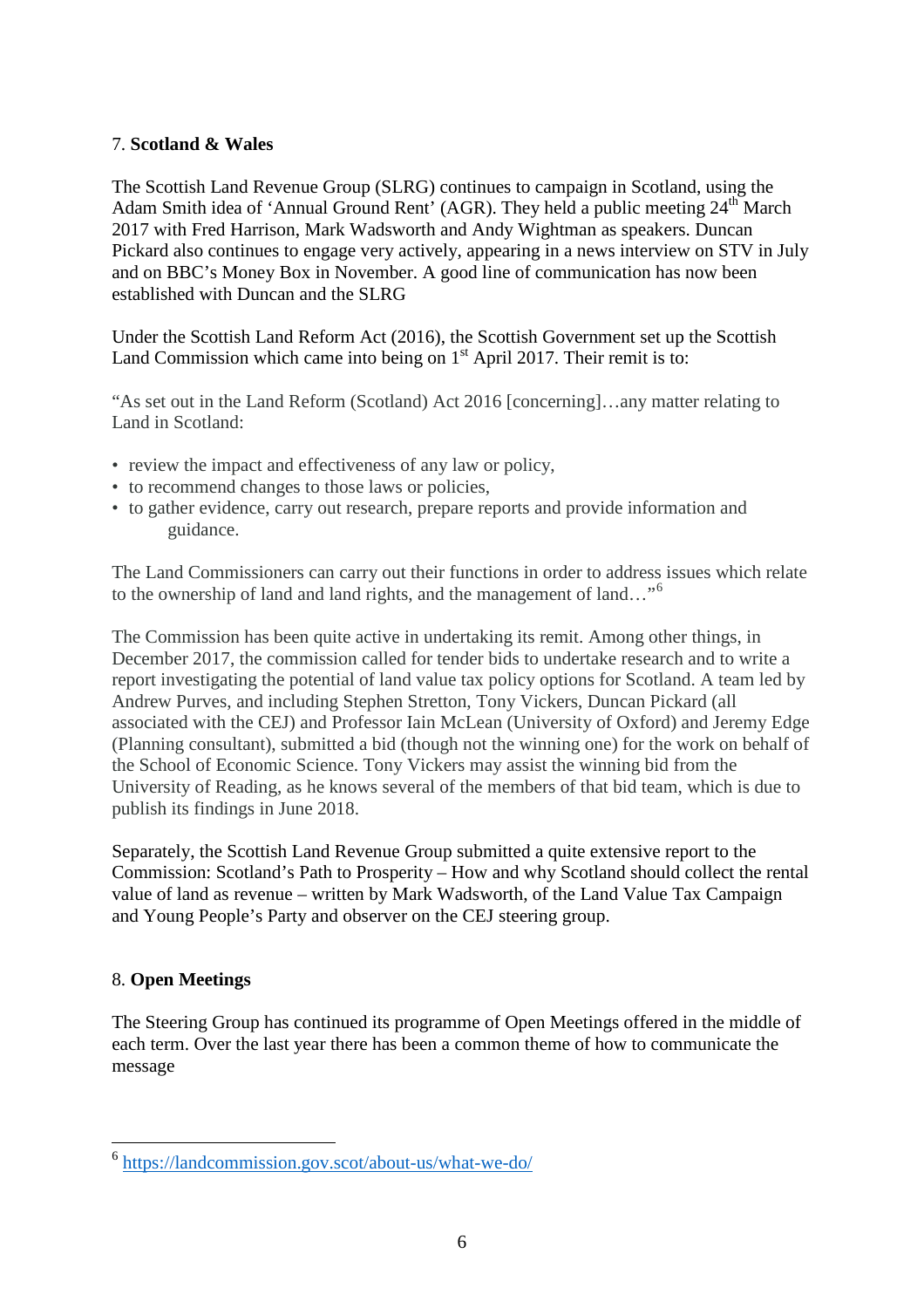## 7. **Scotland & Wales**

The Scottish Land Revenue Group (SLRG) continues to campaign in Scotland, using the Adam Smith idea of 'Annual Ground Rent' (AGR). They held a public meeting 24th March 2017 with Fred Harrison, Mark Wadsworth and Andy Wightman as speakers. Duncan Pickard also continues to engage very actively, appearing in a news interview on STV in July and on BBC's Money Box in November. A good line of communication has now been established with Duncan and the SLRG

Under the Scottish Land Reform Act (2016), the Scottish Government set up the Scottish Land Commission which came into being on 1st April 2017. Their remit is to:

"As set out in the Land Reform (Scotland) Act 2016 [concerning]…any matter relating to Land in Scotland:

- review the impact and effectiveness of any law or policy,
- to recommend changes to those laws or policies,
- to gather evidence, carry out research, prepare reports and provide information and guidance.

The Land Commissioners can carry out their functions in order to address issues which relate to the ownership of land and land rights, and the management of land…"[6]

The Commission has been quite active in undertaking its remit. Among other things, in December 2017, the commission called for tender bids to undertake research and to write a report investigating the potential of land value tax policy options for Scotland. A team led by Andrew Purves, and including Stephen Stretton, Tony Vickers, Duncan Pickard (all associated with the CEJ) and Professor Iain McLean (University of Oxford) and Jeremy Edge (Planning consultant), submitted a bid (though not the winning one) for the work on behalf of the School of Economic Science. Tony Vickers may assist the winning bid from the University of Reading, as he knows several of the members of that bid team, which is due to publish its findings in June 2018.

Separately, the Scottish Land Revenue Group submitted a quite extensive report to the Commission: Scotland's Path to Prosperity – How and why Scotland should collect the rental value of land as revenue – written by Mark Wadsworth, of the Land Value Tax Campaign and Young People's Party and observer on the CEJ steering group.

## 8. **Open Meetings**

The Steering Group has continued its programme of Open Meetings offered in the middle of each term. Over the last year there has been a common theme of how to communicate the message

---

[6] https://landcommission.gov.scot/about-us/what-we-do/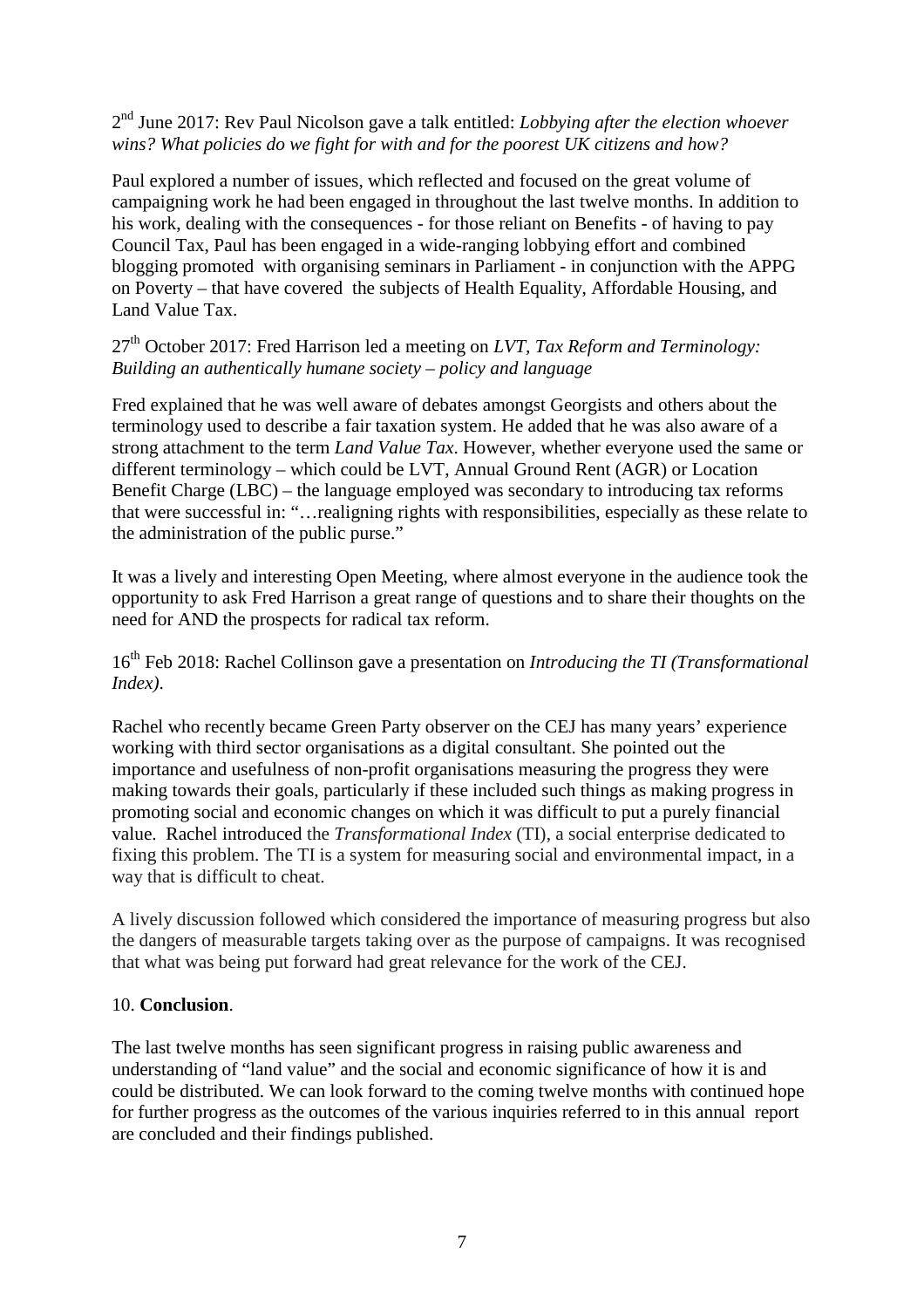2nd June 2017: Rev Paul Nicolson gave a talk entitled: *Lobbying after the election whoever wins? What policies do we fight for with and for the poorest UK citizens and how?*

Paul explored a number of issues, which reflected and focused on the great volume of campaigning work he had been engaged in throughout the last twelve months. In addition to his work, dealing with the consequences - for those reliant on Benefits - of having to pay Council Tax, Paul has been engaged in a wide-ranging lobbying effort and combined blogging promoted with organising seminars in Parliament - in conjunction with the APPG on Poverty – that have covered the subjects of Health Equality, Affordable Housing, and Land Value Tax.

27th October 2017: Fred Harrison led a meeting on *LVT, Tax Reform and Terminology: Building an authentically humane society – policy and language*

Fred explained that he was well aware of debates amongst Georgists and others about the terminology used to describe a fair taxation system. He added that he was also aware of a strong attachment to the term *Land Value Tax*. However, whether everyone used the same or different terminology – which could be LVT, Annual Ground Rent (AGR) or Location Benefit Charge (LBC) – the language employed was secondary to introducing tax reforms that were successful in: "…realigning rights with responsibilities, especially as these relate to the administration of the public purse."

It was a lively and interesting Open Meeting, where almost everyone in the audience took the opportunity to ask Fred Harrison a great range of questions and to share their thoughts on the need for AND the prospects for radical tax reform.

16th Feb 2018: Rachel Collinson gave a presentation on *Introducing the TI (Transformational Index)*.

Rachel who recently became Green Party observer on the CEJ has many years' experience working with third sector organisations as a digital consultant. She pointed out the importance and usefulness of non-profit organisations measuring the progress they were making towards their goals, particularly if these included such things as making progress in promoting social and economic changes on which it was difficult to put a purely financial value. Rachel introduced the *Transformational Index* (TI), a social enterprise dedicated to fixing this problem. The TI is a system for measuring social and environmental impact, in a way that is difficult to cheat.

A lively discussion followed which considered the importance of measuring progress but also the dangers of measurable targets taking over as the purpose of campaigns. It was recognised that what was being put forward had great relevance for the work of the CEJ.

10. **Conclusion**.

The last twelve months has seen significant progress in raising public awareness and understanding of "land value" and the social and economic significance of how it is and could be distributed. We can look forward to the coming twelve months with continued hope for further progress as the outcomes of the various inquiries referred to in this annual report are concluded and their findings published.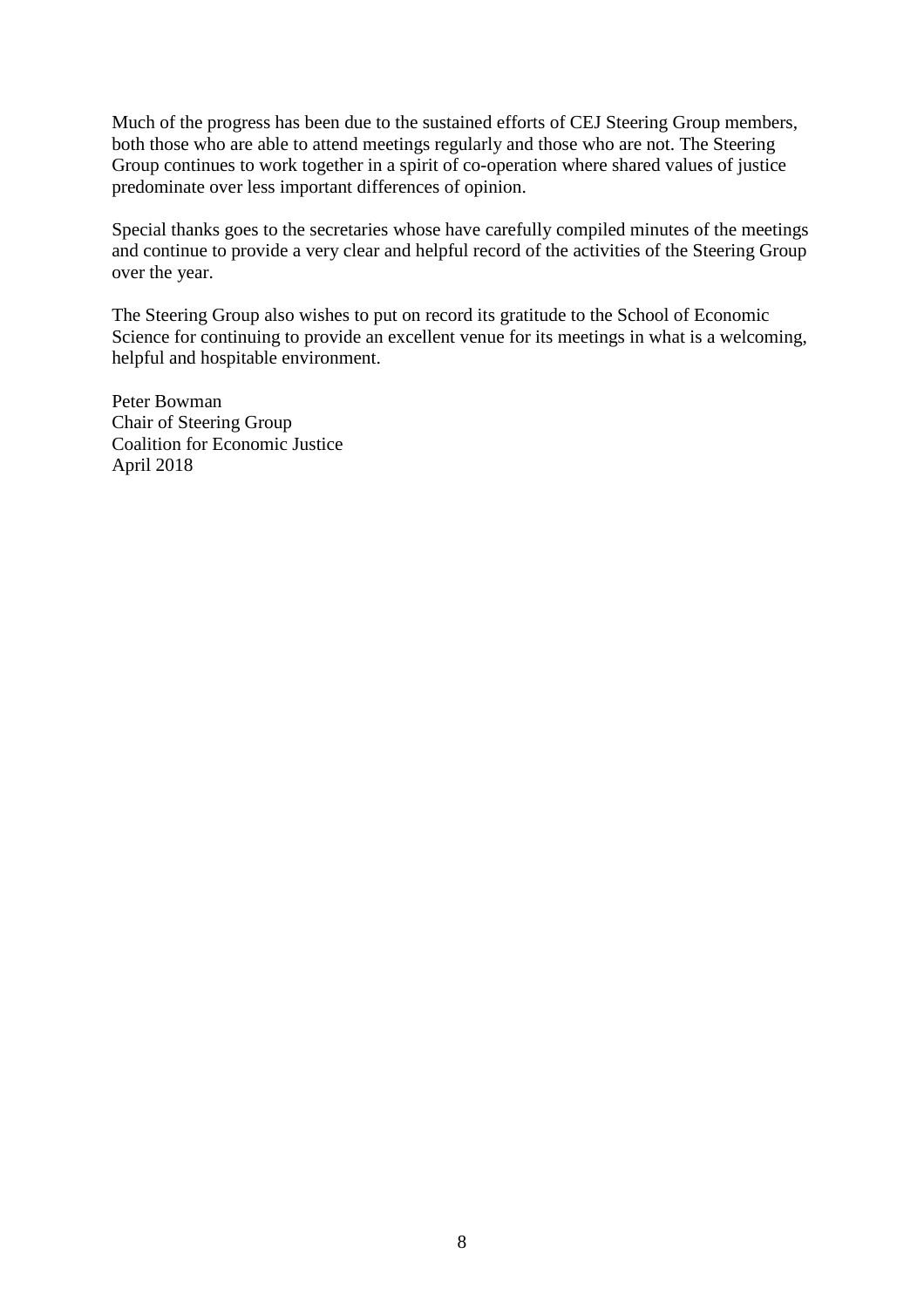Much of the progress has been due to the sustained efforts of CEJ Steering Group members, both those who are able to attend meetings regularly and those who are not. The Steering Group continues to work together in a spirit of co-operation where shared values of justice predominate over less important differences of opinion.

Special thanks goes to the secretaries whose have carefully compiled minutes of the meetings and continue to provide a very clear and helpful record of the activities of the Steering Group over the year.

The Steering Group also wishes to put on record its gratitude to the School of Economic Science for continuing to provide an excellent venue for its meetings in what is a welcoming, helpful and hospitable environment.

Peter Bowman  
Chair of Steering Group  
Coalition for Economic Justice  
April 2018